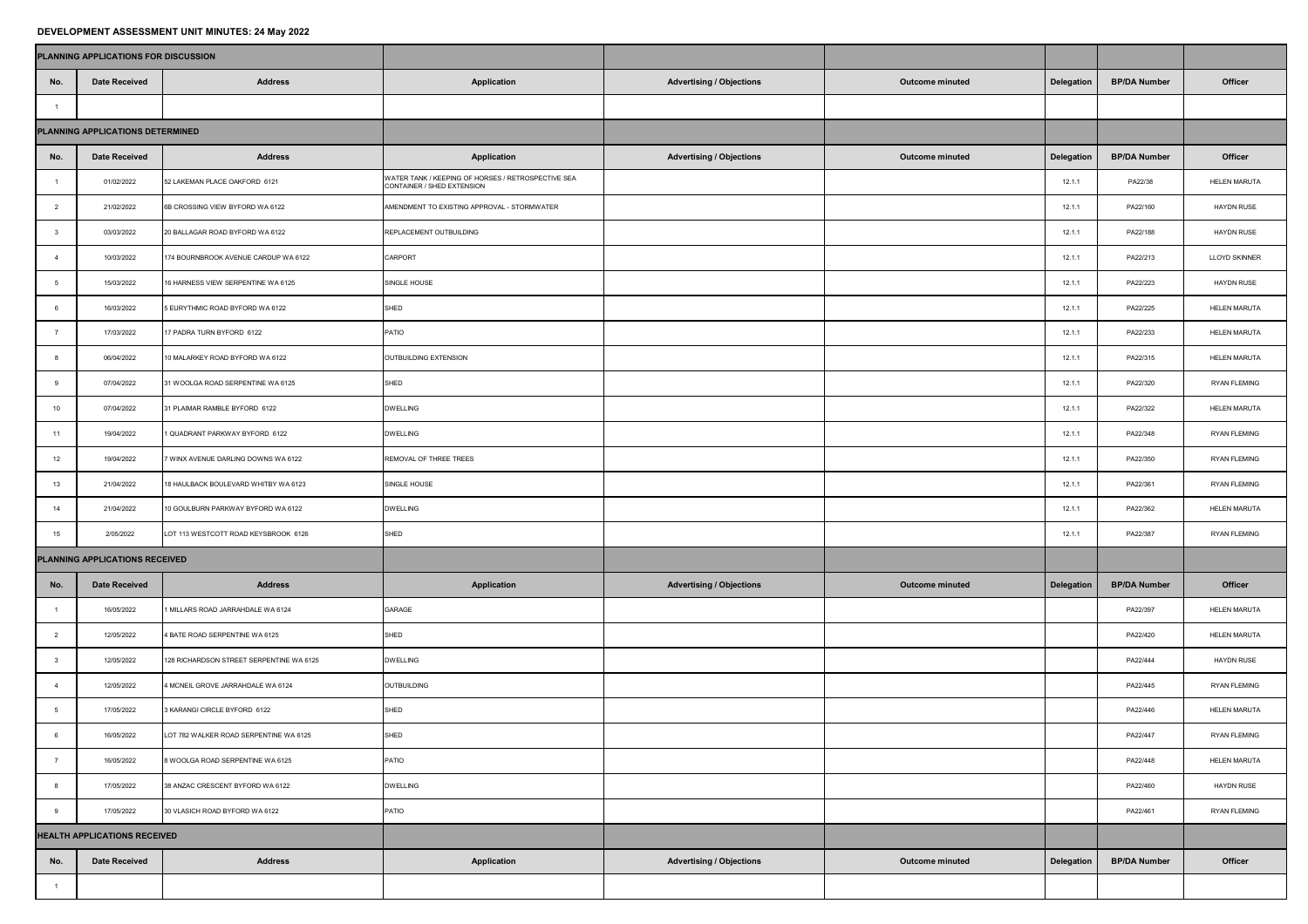**DEVELOPMENT ASSESSMENT UNIT MINUTES: 24 May 2022**

**PLANNING APPLICATIONS FOR DISCUSSION**

| No. | Date Received | Address | Application | Advertising / Objections | Outcome minuted | Delegation | BP/DA Number | Officer |
|---|---|---|---|---|---|---|---|---|
| 1 | | | | | | | | |

**PLANNING APPLICATIONS DETERMINED**

| No. | Date Received | Address | Application | Advertising / Objections | Outcome minuted | Delegation | BP/DA Number | Officer |
|---|---|---|---|---|---|---|---|---|
| 1 | 01/02/2022 | 52 LAKEMAN PLACE OAKFORD 6121 | WATER TANK / KEEPING OF HORSES / RETROSPECTIVE SEA CONTAINER / SHED EXTENSION | | | 12.1.1 | PA22/38 | HELEN MARUTA |
| 2 | 21/02/2022 | 6B CROSSING VIEW BYFORD WA 6122 | AMENDMENT TO EXISTING APPROVAL - STORMWATER | | | 12.1.1 | PA22/160 | HAYDN RUSE |
| 3 | 03/03/2022 | 20 BALLAGAR ROAD BYFORD WA 6122 | REPLACEMENT OUTBUILDING | | | 12.1.1 | PA22/188 | HAYDN RUSE |
| 4 | 10/03/2022 | 174 BOURNBROOK AVENUE CARDUP WA 6122 | CARPORT | | | 12.1.1 | PA22/213 | LLOYD SKINNER |
| 5 | 15/03/2022 | 16 HARNESS VIEW SERPENTINE WA 6125 | SINGLE HOUSE | | | 12.1.1 | PA22/223 | HAYDN RUSE |
| 6 | 16/03/2022 | 5 EURYTHMIC ROAD BYFORD WA 6122 | SHED | | | 12.1.1 | PA22/225 | HELEN MARUTA |
| 7 | 17/03/2022 | 17 PADRA TURN BYFORD 6122 | PATIO | | | 12.1.1 | PA22/233 | HELEN MARUTA |
| 8 | 06/04/2022 | 10 MALARKEY ROAD BYFORD WA 6122 | OUTBUILDING EXTENSION | | | 12.1.1 | PA22/315 | HELEN MARUTA |
| 9 | 07/04/2022 | 31 WOOLGA ROAD SERPENTINE WA 6125 | SHED | | | 12.1.1 | PA22/320 | RYAN FLEMING |
| 10 | 07/04/2022 | 31 PLAIMAR RAMBLE BYFORD 6122 | DWELLING | | | 12.1.1 | PA22/322 | HELEN MARUTA |
| 11 | 19/04/2022 | 1 QUADRANT PARKWAY BYFORD 6122 | DWELLING | | | 12.1.1 | PA22/348 | RYAN FLEMING |
| 12 | 19/04/2022 | 7 WINX AVENUE DARLING DOWNS WA 6122 | REMOVAL OF THREE TREES | | | 12.1.1 | PA22/350 | RYAN FLEMING |
| 13 | 21/04/2022 | 18 HAULBACK BOULEVARD WHITBY WA 6123 | SINGLE HOUSE | | | 12.1.1 | PA22/361 | RYAN FLEMING |
| 14 | 21/04/2022 | 10 GOULBURN PARKWAY BYFORD WA 6122 | DWELLING | | | 12.1.1 | PA22/362 | HELEN MARUTA |
| 15 | 2/05/2022 | LOT 113 WESTCOTT ROAD KEYSBROOK 6126 | SHED | | | 12.1.1 | PA22/387 | RYAN FLEMING |

**PLANNING APPLICATIONS RECEIVED**

| No. | Date Received | Address | Application | Advertising / Objections | Outcome minuted | Delegation | BP/DA Number | Officer |
|---|---|---|---|---|---|---|---|---|
| 1 | 16/05/2022 | 1 MILLARS ROAD JARRAHDALE WA 6124 | GARAGE | | | | PA22/397 | HELEN MARUTA |
| 2 | 12/05/2022 | 4 BATE ROAD SERPENTINE WA 6125 | SHED | | | | PA22/420 | HELEN MARUTA |
| 3 | 12/05/2022 | 128 RICHARDSON STREET SERPENTINE WA 6125 | DWELLING | | | | PA22/444 | HAYDN RUSE |
| 4 | 12/05/2022 | 4 MCNEIL GROVE JARRAHDALE WA 6124 | OUTBUILDING | | | | PA22/445 | RYAN FLEMING |
| 5 | 17/05/2022 | 3 KARANGI CIRCLE BYFORD 6122 | SHED | | | | PA22/446 | HELEN MARUTA |
| 6 | 16/05/2022 | LOT 782 WALKER ROAD SERPENTINE WA 6125 | SHED | | | | PA22/447 | RYAN FLEMING |
| 7 | 16/05/2022 | 8 WOOLGA ROAD SERPENTINE WA 6125 | PATIO | | | | PA22/448 | HELEN MARUTA |
| 8 | 17/05/2022 | 38 ANZAC CRESCENT BYFORD WA 6122 | DWELLING | | | | PA22/460 | HAYDN RUSE |
| 9 | 17/05/2022 | 30 VLASICH ROAD BYFORD WA 6122 | PATIO | | | | PA22/461 | RYAN FLEMING |

**HEALTH APPLICATIONS RECEIVED**

| No. | Date Received | Address | Application | Advertising / Objections | Outcome minuted | Delegation | BP/DA Number | Officer |
|---|---|---|---|---|---|---|---|---|
| 1 | | | | | | | | |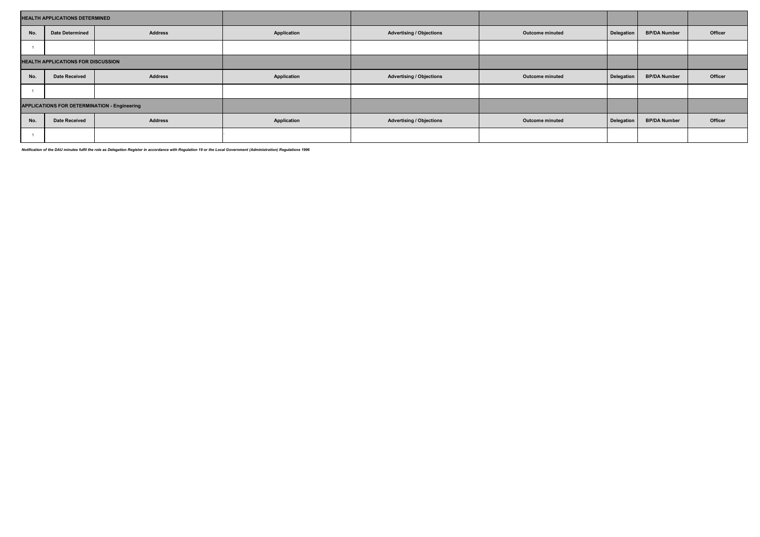| HEALTH APPLICATIONS DETERMINED | | | | | | | | |
|---|---|---|---|---|---|---|---|---|
| No. | Date Determined | Address | Application | Advertising / Objections | Outcome minuted | Delegation | BP/DA Number | Officer |
| 1 | | | | | | | | |

| HEALTH APPLICATIONS FOR DISCUSSION | | | | | | | | |
|---|---|---|---|---|---|---|---|---|
| No. | Date Received | Address | Application | Advertising / Objections | Outcome minuted | Delegation | BP/DA Number | Officer |
| 1 | | | | | | | | |

| APPLICATIONS FOR DETERMINATION - Engineering | | | | | | | | |
|---|---|---|---|---|---|---|---|---|
| No. | Date Received | Address | Application | Advertising / Objections | Outcome minuted | Delegation | BP/DA Number | Officer |
| 1 | | | | | | | | |

*Notification of the DAU minutes fulfil the role as Delegation Register in accordance with Regulation 19 or the Local Government (Administration) Regulations 1996*